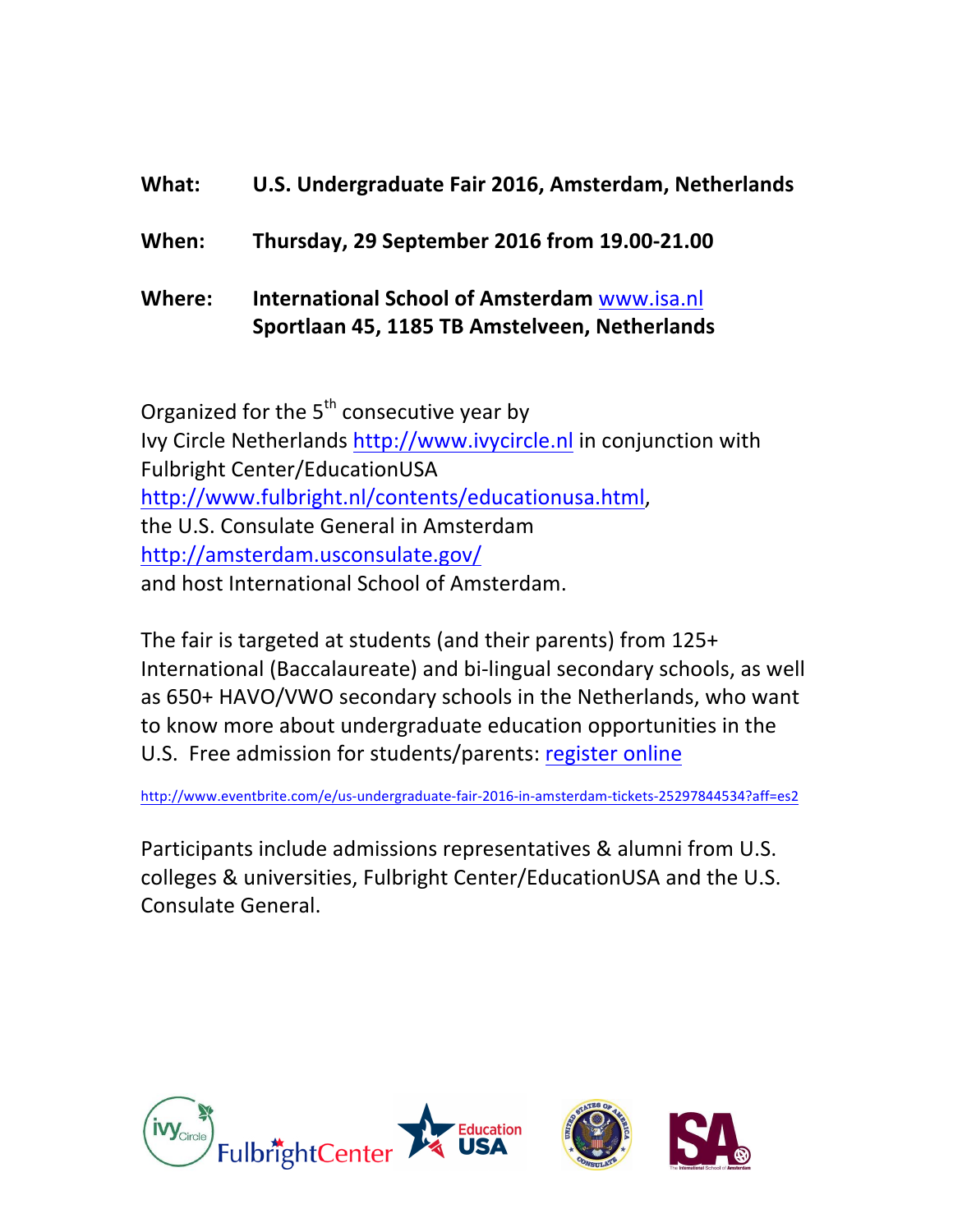**What:** **U.S. Undergraduate Fair 2016, Amsterdam, Netherlands**

**When:** **Thursday, 29 September 2016 from 19.00-21.00**

**Where:** **International School of Amsterdam** www.isa.nl
**Sportlaan 45, 1185 TB Amstelveen, Netherlands**

Organized for the 5th consecutive year by
Ivy Circle Netherlands http://www.ivycircle.nl in conjunction with
Fulbright Center/EducationUSA
http://www.fulbright.nl/contents/educationusa.html,
the U.S. Consulate General in Amsterdam
http://amsterdam.usconsulate.gov/
and host International School of Amsterdam.

The fair is targeted at students (and their parents) from 125+ International (Baccalaureate) and bi-lingual secondary schools, as well as 650+ HAVO/VWO secondary schools in the Netherlands, who want to know more about undergraduate education opportunities in the U.S. Free admission for students/parents: register online

http://www.eventbrite.com/e/us-undergraduate-fair-2016-in-amsterdam-tickets-25297844534?aff=es2

Participants include admissions representatives & alumni from U.S. colleges & universities, Fulbright Center/EducationUSA and the U.S. Consulate General.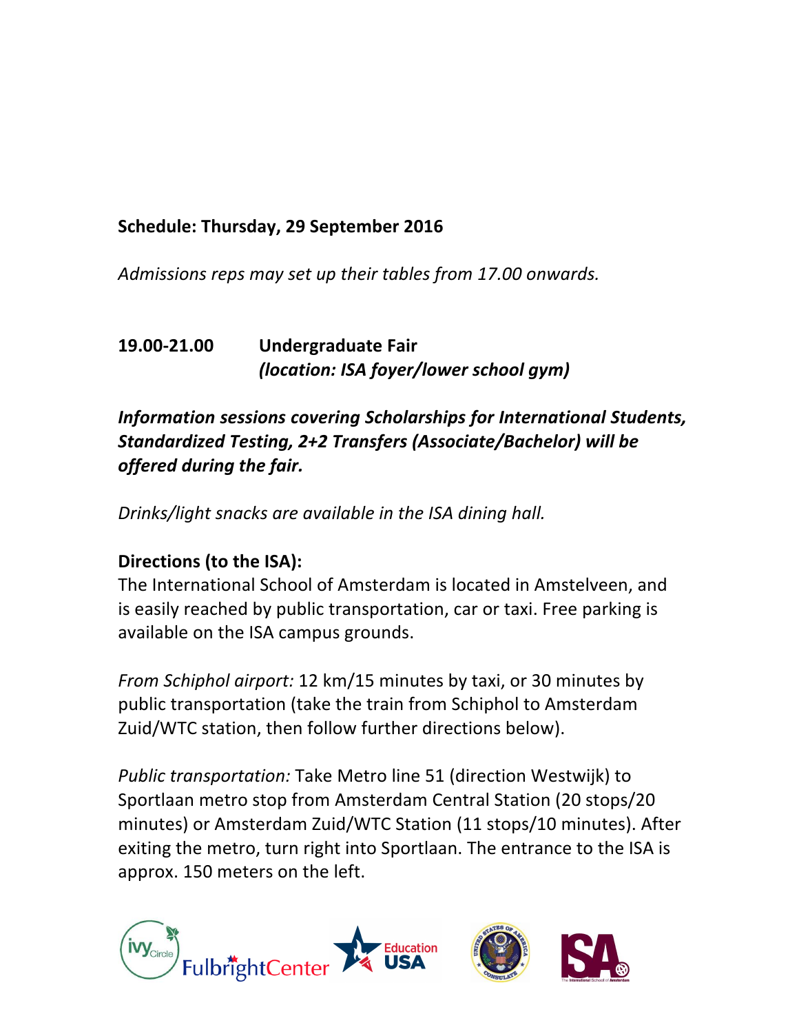**Schedule: Thursday, 29 September 2016**

*Admissions reps may set up their tables from 17.00 onwards.*

**19.00-21.00 Undergraduate Fair**
***(location: ISA foyer/lower school gym)***

***Information sessions covering Scholarships for International Students, Standardized Testing, 2+2 Transfers (Associate/Bachelor) will be offered during the fair.***

*Drinks/light snacks are available in the ISA dining hall.*

**Directions (to the ISA):**
The International School of Amsterdam is located in Amstelveen, and is easily reached by public transportation, car or taxi. Free parking is available on the ISA campus grounds.

*From Schiphol airport:* 12 km/15 minutes by taxi, or 30 minutes by public transportation (take the train from Schiphol to Amsterdam Zuid/WTC station, then follow further directions below).

*Public transportation:* Take Metro line 51 (direction Westwijk) to Sportlaan metro stop from Amsterdam Central Station (20 stops/20 minutes) or Amsterdam Zuid/WTC Station (11 stops/10 minutes). After exiting the metro, turn right into Sportlaan. The entrance to the ISA is approx. 150 meters on the left.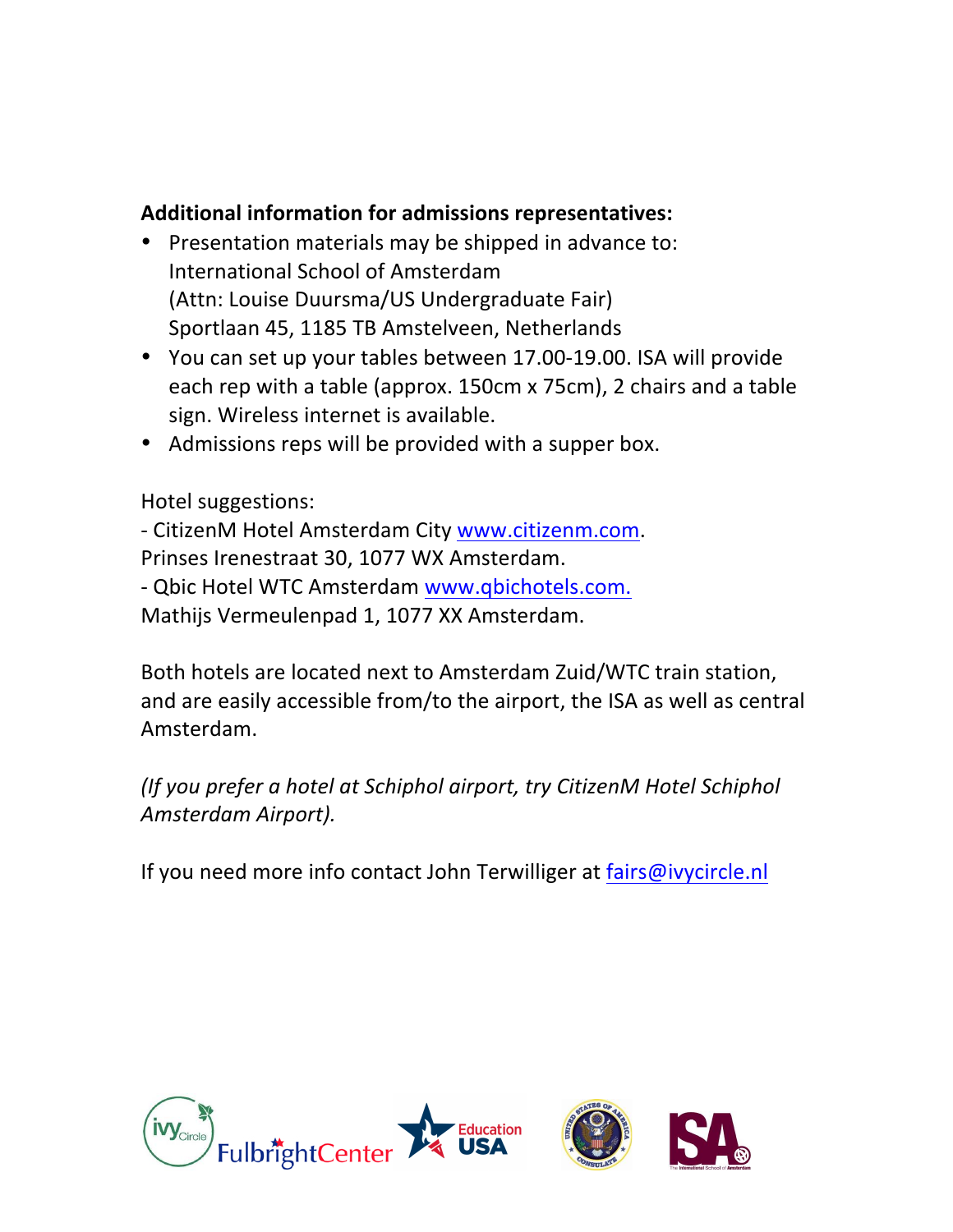**Additional information for admissions representatives:**

- Presentation materials may be shipped in advance to:
  International School of Amsterdam
  (Attn: Louise Duursma/US Undergraduate Fair)
  Sportlaan 45, 1185 TB Amstelveen, Netherlands
- You can set up your tables between 17.00-19.00. ISA will provide each rep with a table (approx. 150cm x 75cm), 2 chairs and a table sign. Wireless internet is available.
- Admissions reps will be provided with a supper box.

Hotel suggestions:

- CitizenM Hotel Amsterdam City www.citizenm.com.
Prinses Irenestraat 30, 1077 WX Amsterdam.

- Qbic Hotel WTC Amsterdam www.qbichotels.com.
Mathijs Vermeulenpad 1, 1077 XX Amsterdam.

Both hotels are located next to Amsterdam Zuid/WTC train station, and are easily accessible from/to the airport, the ISA as well as central Amsterdam.

*(If you prefer a hotel at Schiphol airport, try CitizenM Hotel Schiphol Amsterdam Airport).*

If you need more info contact John Terwilliger at fairs@ivycircle.nl